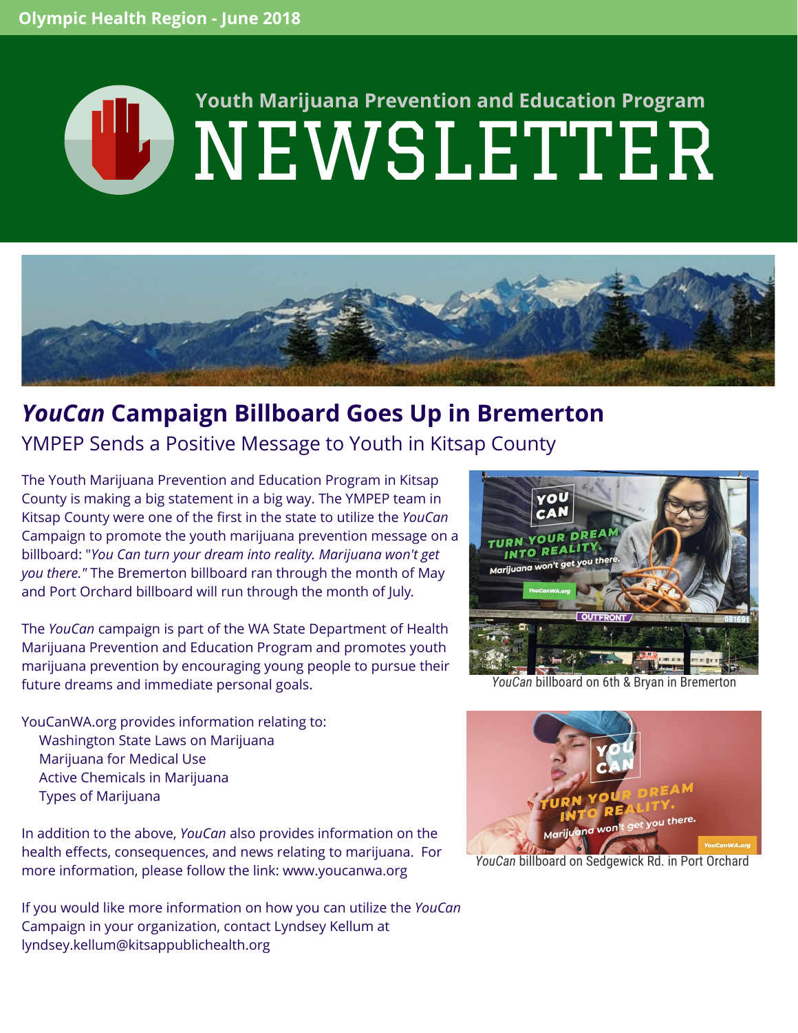Olympic Health Region - June 2018

# Youth Marijuana Prevention and Education Program NEWSLETTER

## *YouCan* Campaign Billboard Goes Up in Bremerton

### YMPEP Sends a Positive Message to Youth in Kitsap County

The Youth Marijuana Prevention and Education Program in Kitsap County is making a big statement in a big way. The YMPEP team in Kitsap County were one of the first in the state to utilize the *YouCan* Campaign to promote the youth marijuana prevention message on a billboard: "*You Can turn your dream into reality. Marijuana won't get you there."* The Bremerton billboard ran through the month of May and Port Orchard billboard will run through the month of July.

The *YouCan* campaign is part of the WA State Department of Health Marijuana Prevention and Education Program and promotes youth marijuana prevention by encouraging young people to pursue their future dreams and immediate personal goals.

YouCanWA.org provides information relating to:

- Washington State Laws on Marijuana
- Marijuana for Medical Use
- Active Chemicals in Marijuana
- Types of Marijuana

In addition to the above, *YouCan* also provides information on the health effects, consequences, and news relating to marijuana. For more information, please follow the link: www.youcanwa.org

If you would like more information on how you can utilize the *YouCan* Campaign in your organization, contact Lyndsey Kellum at lyndsey.kellum@kitsappublichealth.org

*YouCan* billboard on 6th & Bryan in Bremerton

*YouCan* billboard on Sedgewick Rd. in Port Orchard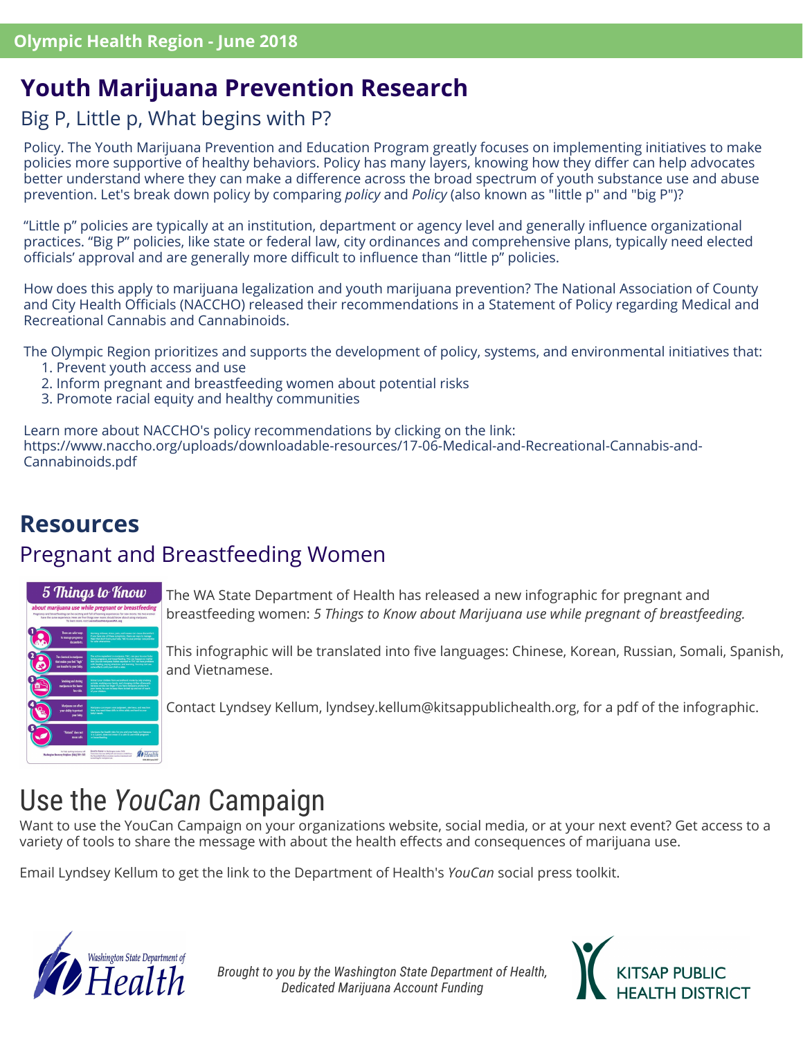Olympic Health Region - June 2018

# Youth Marijuana Prevention Research

## Big P, Little p, What begins with P?

Policy. The Youth Marijuana Prevention and Education Program greatly focuses on implementing initiatives to make policies more supportive of healthy behaviors. Policy has many layers, knowing how they differ can help advocates better understand where they can make a difference across the broad spectrum of youth substance use and abuse prevention. Let's break down policy by comparing *policy* and *Policy* (also known as "little p" and "big P")?

“Little p” policies are typically at an institution, department or agency level and generally influence organizational practices. “Big P” policies, like state or federal law, city ordinances and comprehensive plans, typically need elected officials’ approval and are generally more difficult to influence than “little p” policies.

How does this apply to marijuana legalization and youth marijuana prevention? The National Association of County and City Health Officials (NACCHO) released their recommendations in a Statement of Policy regarding Medical and Recreational Cannabis and Cannabinoids.

The Olympic Region prioritizes and supports the development of policy, systems, and environmental initiatives that:

1. Prevent youth access and use
2. Inform pregnant and breastfeeding women about potential risks
3. Promote racial equity and healthy communities

Learn more about NACCHO's policy recommendations by clicking on the link: https://www.naccho.org/uploads/downloadable-resources/17-06-Medical-and-Recreational-Cannabis-and-Cannabinoids.pdf

# Resources

## Pregnant and Breastfeeding Women

The WA State Department of Health has released a new infographic for pregnant and breastfeeding women: *5 Things to Know about Marijuana use while pregnant of breastfeeding.*

This infographic will be translated into five languages: Chinese, Korean, Russian, Somali, Spanish, and Vietnamese.

Contact Lyndsey Kellum, lyndsey.kellum@kitsappublichealth.org, for a pdf of the infographic.

# Use the *YouCan* Campaign

Want to use the YouCan Campaign on your organizations website, social media, or at your next event? Get access to a variety of tools to share the message with about the health effects and consequences of marijuana use.

Email Lyndsey Kellum to get the link to the Department of Health's *YouCan* social press toolkit.

Washington State Department of Health

*Brought to you by the Washington State Department of Health, Dedicated Marijuana Account Funding*

KITSAP PUBLIC HEALTH DISTRICT